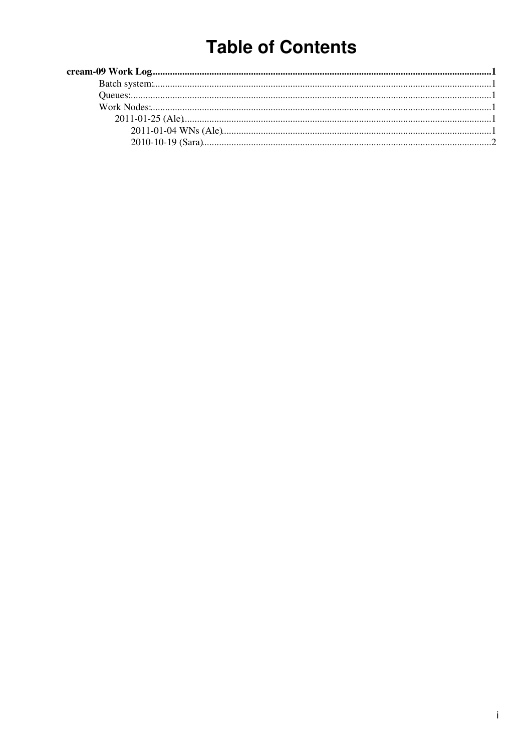# Table of Contents

- **cream-09 Work Log**......1
  - Batch system:......1
  - Queues:......1
  - Work Nodes:......1
    - 2011-01-25 (Ale)......1
      - 2011-01-04 WNs (Ale)......1
      - 2010-10-19 (Sara)......2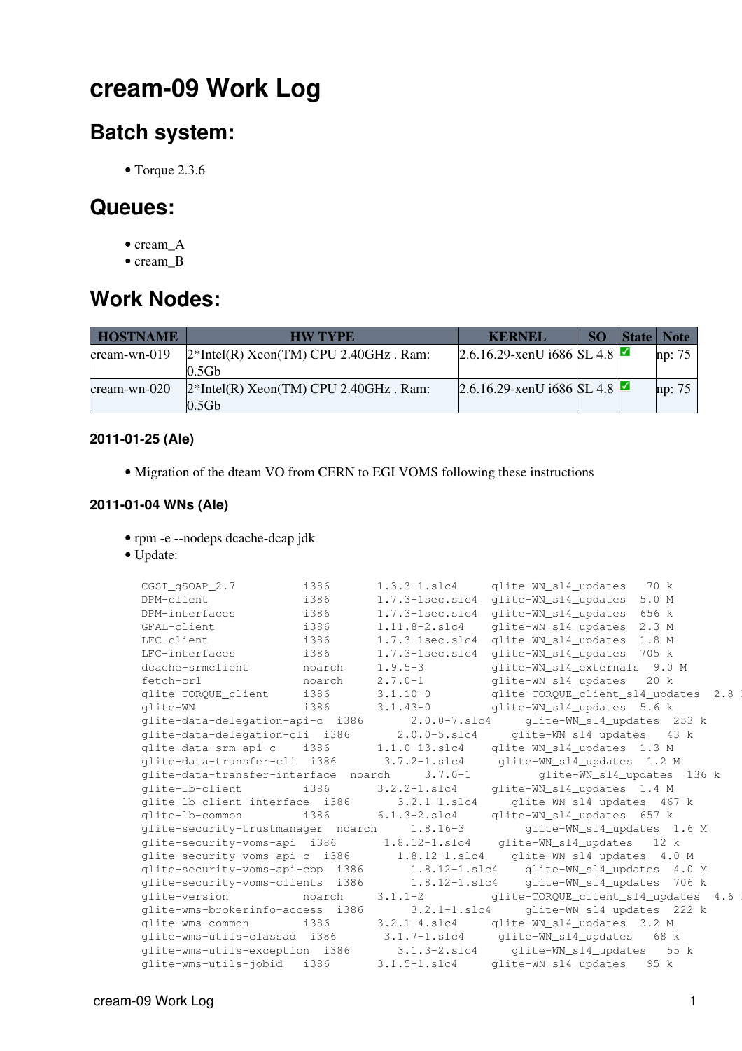# cream-09 Work Log

## Batch system:

- Torque 2.3.6

## Queues:

- cream_A
- cream_B

## Work Nodes:

| HOSTNAME | HW TYPE | KERNEL | SO | State | Note |
|---|---|---|---|---|---|
| cream-wn-019 | 2*Intel(R) Xeon(TM) CPU 2.40GHz . Ram: 0.5Gb | 2.6.16.29-xenU i686 | SL 4.8 | ✅ | np: 75 |
| cream-wn-020 | 2*Intel(R) Xeon(TM) CPU 2.40GHz . Ram: 0.5Gb | 2.6.16.29-xenU i686 | SL 4.8 | ✅ | np: 75 |

#### 2011-01-25 (Ale)

- Migration of the dteam VO from CERN to EGI VOMS following these instructions

#### 2011-01-04 WNs (Ale)

- rpm -e --nodeps dcache-dcap jdk
- Update:

```
CGSI_gSOAP_2.7          i386       1.3.3-1.slc4     glite-WN_sl4_updates   70 k
DPM-client              i386       1.7.3-1sec.slc4  glite-WN_sl4_updates  5.0 M
DPM-interfaces          i386       1.7.3-1sec.slc4  glite-WN_sl4_updates  656 k
GFAL-client             i386       1.11.8-2.slc4    glite-WN_sl4_updates  2.3 M
LFC-client              i386       1.7.3-1sec.slc4  glite-WN_sl4_updates  1.8 M
LFC-interfaces          i386       1.7.3-1sec.slc4  glite-WN_sl4_updates  705 k
dcache-srmclient        noarch     1.9.5-3          glite-WN_sl4_externals  9.0 M
fetch-crl               noarch     2.7.0-1          glite-WN_sl4_updates   20 k
glite-TORQUE_client     i386       3.1.10-0         glite-TORQUE_client_sl4_updates  2.8 
glite-WN                i386       3.1.43-0         glite-WN_sl4_updates  5.6 k
glite-data-delegation-api-c  i386       2.0.0-7.slc4     glite-WN_sl4_updates  253 k
glite-data-delegation-cli  i386       2.0.0-5.slc4     glite-WN_sl4_updates   43 k
glite-data-srm-api-c    i386       1.1.0-13.slc4    glite-WN_sl4_updates  1.3 M
glite-data-transfer-cli  i386       3.7.2-1.slc4     glite-WN_sl4_updates  1.2 M
glite-data-transfer-interface  noarch     3.7.0-1          glite-WN_sl4_updates  136 k
glite-lb-client         i386       3.2.2-1.slc4     glite-WN_sl4_updates  1.4 M
glite-lb-client-interface  i386       3.2.1-1.slc4     glite-WN_sl4_updates  467 k
glite-lb-common         i386       6.1.3-2.slc4     glite-WN_sl4_updates  657 k
glite-security-trustmanager  noarch     1.8.16-3         glite-WN_sl4_updates  1.6 M
glite-security-voms-api  i386       1.8.12-1.slc4    glite-WN_sl4_updates   12 k
glite-security-voms-api-c  i386       1.8.12-1.slc4    glite-WN_sl4_updates  4.0 M
glite-security-voms-api-cpp  i386       1.8.12-1.slc4    glite-WN_sl4_updates  4.0 M
glite-security-voms-clients  i386       1.8.12-1.slc4    glite-WN_sl4_updates  706 k
glite-version           noarch     3.1.1-2          glite-TORQUE_client_sl4_updates  4.6 
glite-wms-brokerinfo-access  i386       3.2.1-1.slc4     glite-WN_sl4_updates  222 k
glite-wms-common        i386       3.2.1-4.slc4     glite-WN_sl4_updates  3.2 M
glite-wms-utils-classad  i386       3.1.7-1.slc4     glite-WN_sl4_updates   68 k
glite-wms-utils-exception  i386       3.1.3-2.slc4     glite-WN_sl4_updates   55 k
glite-wms-utils-jobid   i386       3.1.5-1.slc4     glite-WN_sl4_updates   95 k
```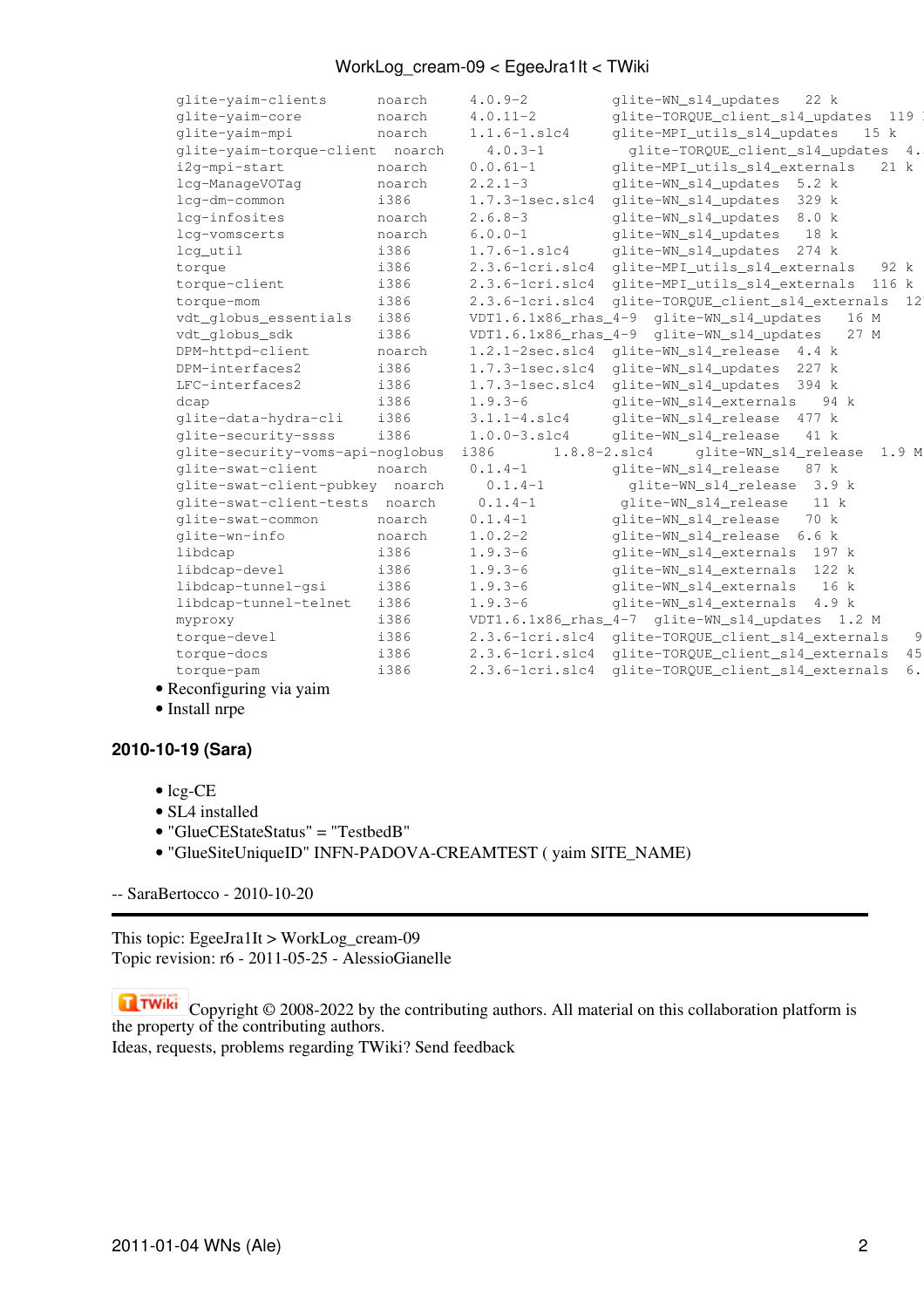```
glite-yaim-clients      noarch     4.0.9-2         glite-WN_sl4_updates   22 k
glite-yaim-core         noarch     4.0.11-2        glite-TORQUE_client_sl4_updates  119 
glite-yaim-mpi          noarch     1.1.6-1.slc4    glite-MPI_utils_sl4_updates   15 k
glite-yaim-torque-client  noarch     4.0.3-1         glite-TORQUE_client_sl4_updates  4.
i2g-mpi-start           noarch     0.0.61-1        glite-MPI_utils_sl4_externals   21 k
lcg-ManageVOTag         noarch     2.2.1-3         glite-WN_sl4_updates   5.2 k
lcg-dm-common           i386       1.7.3-1sec.slc4  glite-WN_sl4_updates   329 k
lcg-infosites           noarch     2.6.8-3         glite-WN_sl4_updates   8.0 k
lcg-vomscerts           noarch     6.0.0-1         glite-WN_sl4_updates    18 k
lcg_util                i386       1.7.6-1.slc4    glite-WN_sl4_updates   274 k
torque                  i386       2.3.6-1cri.slc4  glite-MPI_utils_sl4_externals   92 k
torque-client           i386       2.3.6-1cri.slc4  glite-MPI_utils_sl4_externals  116 k
torque-mom              i386       2.3.6-1cri.slc4  glite-TORQUE_client_sl4_externals  12
vdt_globus_essentials   i386       VDT1.6.1x86_rhas_4-9  glite-WN_sl4_updates    16 M
vdt_globus_sdk          i386       VDT1.6.1x86_rhas_4-9  glite-WN_sl4_updates    27 M
DPM-httpd-client        noarch     1.2.1-2sec.slc4  glite-WN_sl4_release   4.4 k
DPM-interfaces2         i386       1.7.3-1sec.slc4  glite-WN_sl4_updates   227 k
LFC-interfaces2         i386       1.7.3-1sec.slc4  glite-WN_sl4_updates   394 k
dcap                    i386       1.9.3-6         glite-WN_sl4_externals    94 k
glite-data-hydra-cli    i386       3.1.1-4.slc4    glite-WN_sl4_release   477 k
glite-security-ssss     i386       1.0.0-3.slc4    glite-WN_sl4_release    41 k
glite-security-voms-api-noglobus  i386       1.8.8-2.slc4     glite-WN_sl4_release   1.9 M
glite-swat-client       noarch     0.1.4-1         glite-WN_sl4_release    87 k
glite-swat-client-pubkey  noarch     0.1.4-1         glite-WN_sl4_release   3.9 k
glite-swat-client-tests  noarch     0.1.4-1         glite-WN_sl4_release    11 k
glite-swat-common       noarch     0.1.4-1         glite-WN_sl4_release    70 k
glite-wn-info           noarch     1.0.2-2         glite-WN_sl4_release   6.6 k
libdcap                 i386       1.9.3-6         glite-WN_sl4_externals   197 k
libdcap-devel           i386       1.9.3-6         glite-WN_sl4_externals   122 k
libdcap-tunnel-gsi      i386       1.9.3-6         glite-WN_sl4_externals    16 k
libdcap-tunnel-telnet   i386       1.9.3-6         glite-WN_sl4_externals   4.9 k
myproxy                 i386       VDT1.6.1x86_rhas_4-7  glite-WN_sl4_updates   1.2 M
torque-devel            i386       2.3.6-1cri.slc4  glite-TORQUE_client_sl4_externals    9
torque-docs             i386       2.3.6-1cri.slc4  glite-TORQUE_client_sl4_externals   45
torque-pam              i386       2.3.6-1cri.slc4  glite-TORQUE_client_sl4_externals   6.
```

- Reconfiguring via yaim
- Install nrpe

### 2010-10-19 (Sara)

- lcg-CE
- SL4 installed
- "GlueCEStateStatus" = "TestbedB"
- "GlueSiteUniqueID" INFN-PADOVA-CREAMTEST ( yaim SITE_NAME)

-- SaraBertocco - 2010-10-20

---

This topic: EgeeJra1It > WorkLog_cream-09
Topic revision: r6 - 2011-05-25 - AlessioGianelle

Copyright © 2008-2022 by the contributing authors. All material on this collaboration platform is the property of the contributing authors.
Ideas, requests, problems regarding TWiki? Send feedback